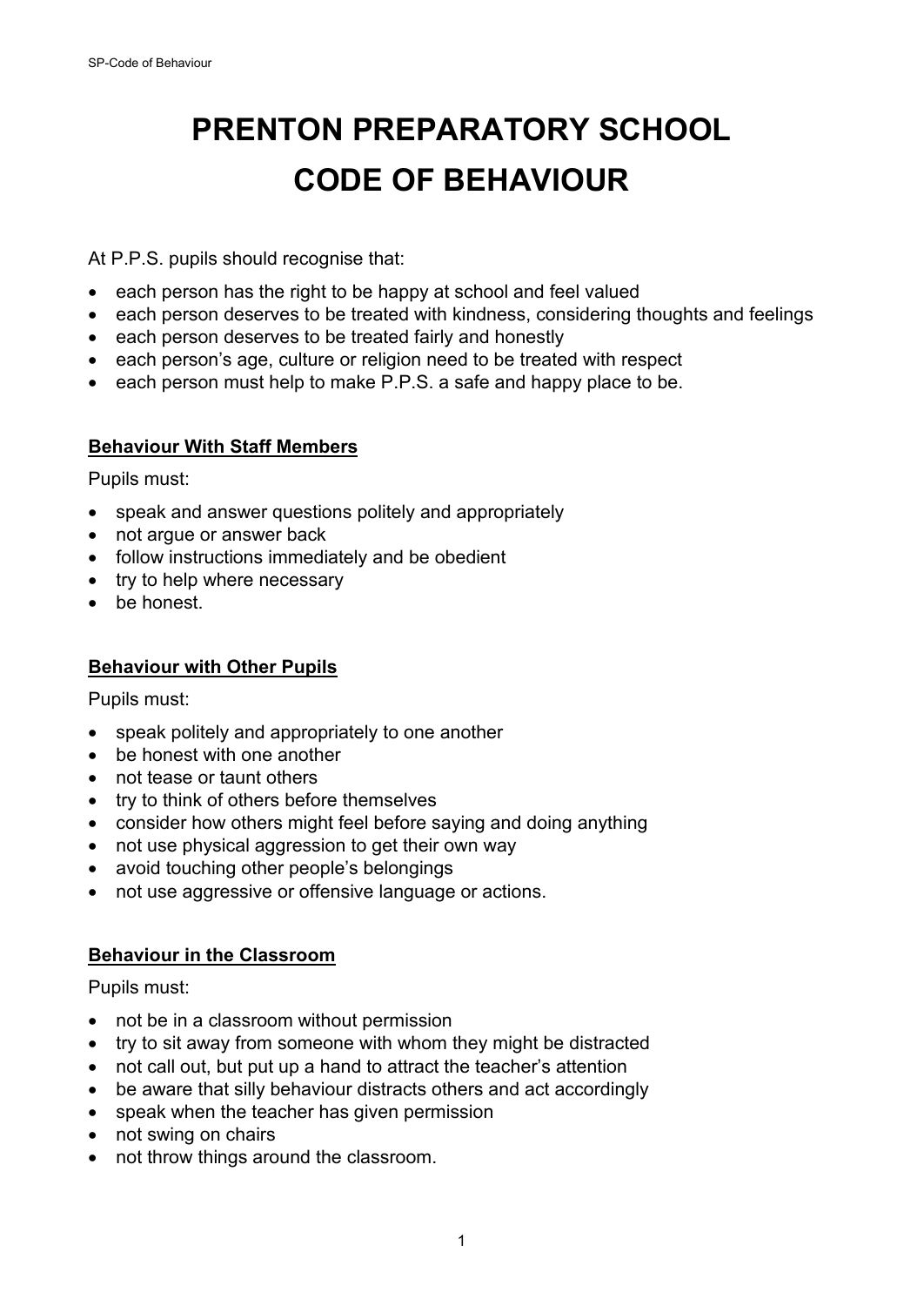# PRENTON PREPARATORY SCHOOL
# CODE OF BEHAVIOUR

At P.P.S. pupils should recognise that:

- each person has the right to be happy at school and feel valued
- each person deserves to be treated with kindness, considering thoughts and feelings
- each person deserves to be treated fairly and honestly
- each person's age, culture or religion need to be treated with respect
- each person must help to make P.P.S. a safe and happy place to be.

## Behaviour With Staff Members

Pupils must:

- speak and answer questions politely and appropriately
- not argue or answer back
- follow instructions immediately and be obedient
- try to help where necessary
- be honest.

## Behaviour with Other Pupils

Pupils must:

- speak politely and appropriately to one another
- be honest with one another
- not tease or taunt others
- try to think of others before themselves
- consider how others might feel before saying and doing anything
- not use physical aggression to get their own way
- avoid touching other people's belongings
- not use aggressive or offensive language or actions.

## Behaviour in the Classroom

Pupils must:

- not be in a classroom without permission
- try to sit away from someone with whom they might be distracted
- not call out, but put up a hand to attract the teacher's attention
- be aware that silly behaviour distracts others and act accordingly
- speak when the teacher has given permission
- not swing on chairs
- not throw things around the classroom.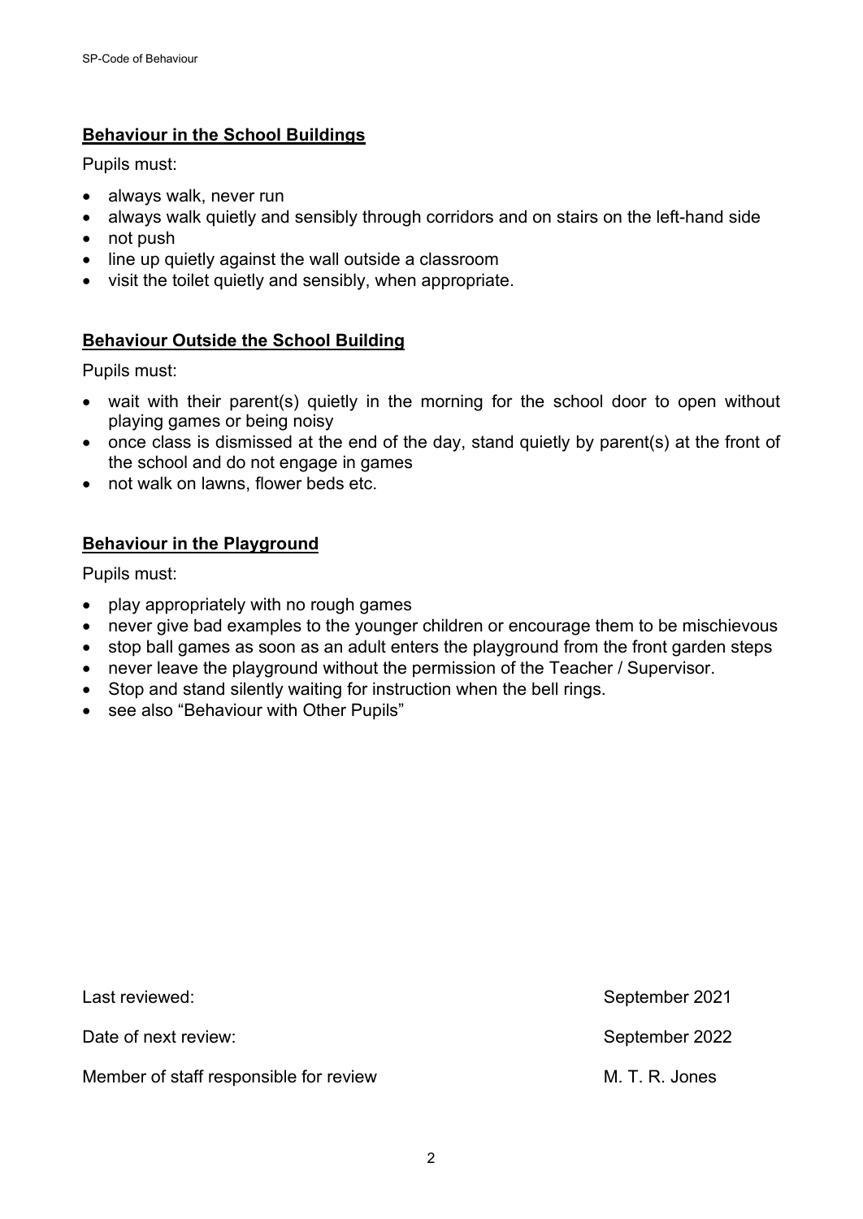## Behaviour in the School Buildings

Pupils must:

- always walk, never run
- always walk quietly and sensibly through corridors and on stairs on the left-hand side
- not push
- line up quietly against the wall outside a classroom
- visit the toilet quietly and sensibly, when appropriate.

## Behaviour Outside the School Building

Pupils must:

- wait with their parent(s) quietly in the morning for the school door to open without playing games or being noisy
- once class is dismissed at the end of the day, stand quietly by parent(s) at the front of the school and do not engage in games
- not walk on lawns, flower beds etc.

## Behaviour in the Playground

Pupils must:

- play appropriately with no rough games
- never give bad examples to the younger children or encourage them to be mischievous
- stop ball games as soon as an adult enters the playground from the front garden steps
- never leave the playground without the permission of the Teacher / Supervisor.
- Stop and stand silently waiting for instruction when the bell rings.
- see also "Behaviour with Other Pupils"

| | |
|---|---|
| Last reviewed: | September 2021 |
| Date of next review: | September 2022 |
| Member of staff responsible for review | M. T. R. Jones |